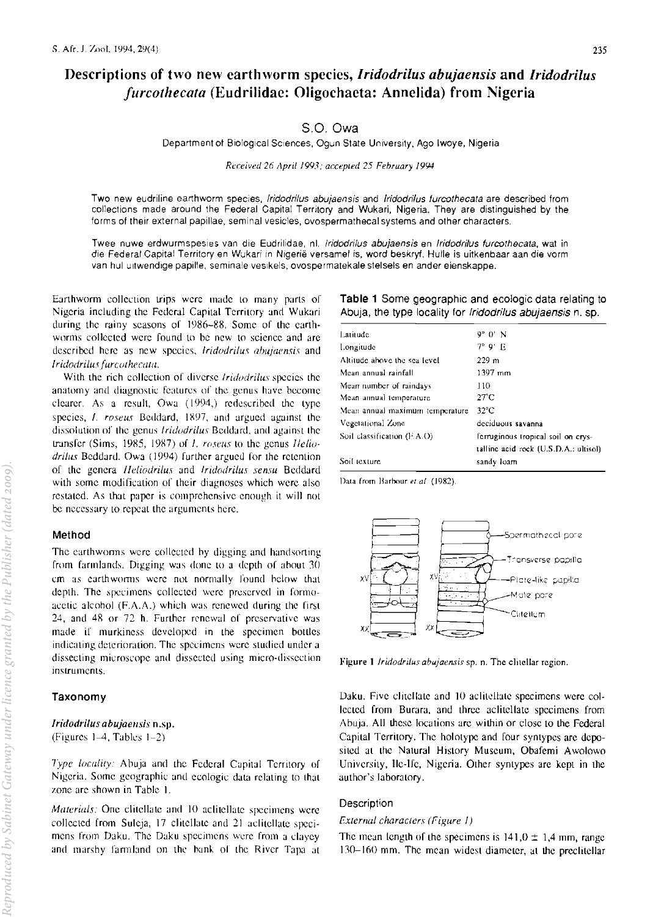# Descriptions of two new earthworm species, *Iridodrilus abujaensis* and *Iridodrilus furcothecata* (Eudrilidae: Oligochaeta: Annelida) from Nigeria

S.O. Owa

Department of Biological Sciences, Ogun State University, Ago Iwoye, Nigeria

*Received 26 April 1993; accepted 25 February 1994*

Two new eudriline earthworm species, *Iridodrilus abujaensis* and *Iridodrilus furcothecata* are described from collections made around the Federal Capital Territory and Wukari, Nigeria. They are distinguished by the forms of their external papillae, seminal vesicles, ovospermathecal systems and other characters.

Twee nuwe erdwurmspesies van die Eudrilidae, nl. *Iridodrilus abujaensis* en *Iridodrilus furcothecata*, wat in die Federal Capital Territory en Wukari in Nigerië versamel is, word beskryf. Hulle is uitkenbaar aan die vorm van hul uitwendige papille, seminale vesikels, ovospermatekale stelsels en ander eienskappe.

Earthworm collection trips were made to many parts of Nigeria including the Federal Capital Territory and Wukari during the rainy seasons of 1986–88. Some of the earthworms collected were found to be new to science and are described here as new species, *Iridodrilus abujaensis* and *Iridodrilus furcothecata*.

With the rich collection of diverse *Iridodrilus* species the anatomy and diagnostic features of the genus have become clearer. As a result, Owa (1994,) redescribed the type species, *I. roseus* Beddard, 1897, and argued against the dissolution of the genus *Iridodrilus* Beddard, and against the transfer (Sims, 1985, 1987) of *I. roseus* to the genus *Heliodrilus* Beddard. Owa (1994) further argued for the retention of the genera *Heliodrilus* and *Iridodrilus sensu* Beddard with some modification of their diagnoses which were also restated. As that paper is comprehensive enough it will not be necessary to repeat the arguments here.

## Method

The earthworms were collected by digging and handsorting from farmlands. Digging was done to a depth of about 30 cm as earthworms were not normally found below that depth. The specimens collected were preserved in formo-acetic alcohol (F.A.A.) which was renewed during the first 24, and 48 or 72 h. Further renewal of preservative was made if murkiness developed in the specimen bottles indicating deterioration. The specimens were studied under a dissecting microscope and dissected using micro-dissection instruments.

## Taxonomy

### *Iridodrilus abujaensis* n.sp.

(Figures 1–4, Tables 1–2)

*Type locality:* Abuja and the Federal Capital Territory of Nigeria. Some geographic and ecologic data relating to that zone are shown in Table 1.

*Materials:* One clitellate and 10 aclitellate specimens were collected from Suleja, 17 clitellate and 21 aclitellate specimens from Daku. The Daku specimens were from a clayey and marshy farmland on the bank of the River Tapa at Daku. Five clitellate and 10 aclitellate specimens were collected from Burara, and three aclitellate specimens from Abuja. All these locations are within or close to the Federal Capital Territory. The holotype and four syntypes are deposited at the Natural History Museum, Obafemi Awolowo University, Ile-Ife, Nigeria. Other syntypes are kept in the author's laboratory.

**Table 1** Some geographic and ecologic data relating to Abuja, the type locality for *Iridodrilus abujaensis* n. sp.

| | |
|---|---|
| Latitude | 9° 0' N |
| Longitude | 7° 9' E |
| Altitude above the sea level | 229 m |
| Mean annual rainfall | 1397 mm |
| Mean number of raindays | 110 |
| Mean annual temperature | 27°C |
| Mean annual maximum temperature | 32°C |
| Vegetational Zone | deciduous savanna |
| Soil classification (F.A.O) | ferruginous tropical soil on crystalline acid rock (U.S.D.A.: ultisol) |
| Soil texture | sandy loam |

Data from Barbour *et al.* (1982).

Figure 1 *Iridodrilus abujaensis* sp. n. The clitellar region.

## Description

### *External characters (Figure 1)*

The mean length of the specimens is 141,0 ± 1,4 mm, range 130–160 mm. The mean widest diameter, at the preclitellar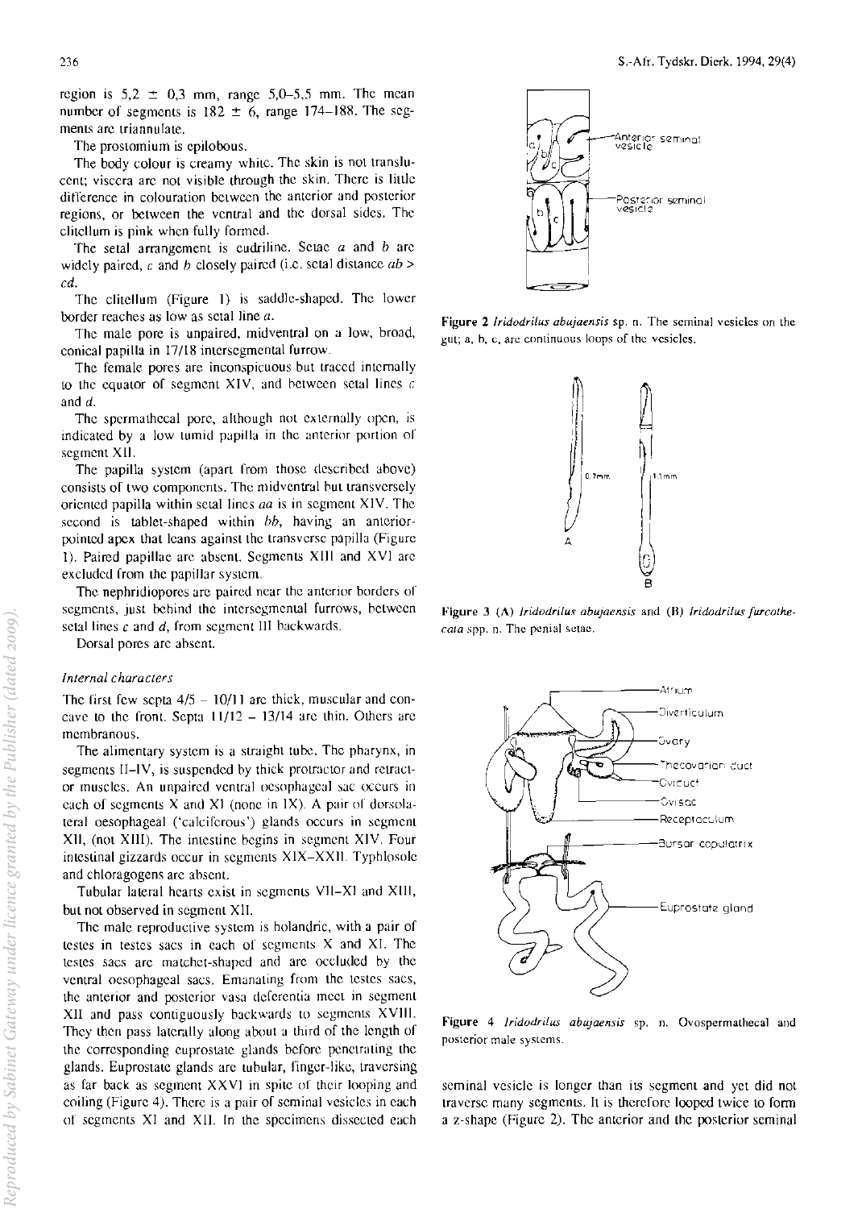region is 5,2 ± 0,3 mm, range 5,0–5,5 mm. The mean number of segments is 182 ± 6, range 174–188. The segments are triannulate.

The prostomium is epilobous.

The body colour is creamy white. The skin is not translucent; viscera are not visible through the skin. There is little difference in colouration between the anterior and posterior regions, or between the ventral and the dorsal sides. The clitellum is pink when fully formed.

The setal arrangement is eudriline. Setae *a* and *b* are widely paired, *c* and *b* closely paired (i.e. setal distance *ab* > *cd*.

The clitellum (Figure 1) is saddle-shaped. The lower border reaches as low as setal line *a*.

The male pore is unpaired, midventral on a low, broad, conical papilla in 17/18 intersegmental furrow.

The female pores are inconspicuous but traced internally to the equator of segment XIV, and between setal lines *c* and *d*.

The spermathecal pore, although not externally open, is indicated by a low tumid papilla in the anterior portion of segment XII.

The papilla system (apart from those described above) consists of two components. The midventral but transversely oriented papilla within setal lines *aa* is in segment XIV. The second is tablet-shaped within *bb*, having an anterior-pointed apex that leans against the transverse papilla (Figure 1). Paired papillae are absent. Segments XIII and XVI are excluded from the papillar system.

The nephridiopores are paired near the anterior borders of segments, just behind the intersegmental furrows, between setal lines *c* and *d*, from segment III backwards.

Dorsal pores are absent.

### Internal characters

The first few septa 4/5 – 10/11 are thick, muscular and concave to the front. Septa 11/12 – 13/14 are thin. Others are membranous.

The alimentary system is a straight tube. The pharynx, in segments II–IV, is suspended by thick protractor and retractor muscles. An unpaired ventral oesophageal sac occurs in each of segments X and XI (none in IX). A pair of dorsolateral oesophageal ('calciferous') glands occurs in segment XII, (not XIII). The intestine begins in segment XIV. Four intestinal gizzards occur in segments XIX–XXII. Typhlosole and chloragogens are absent.

Tubular lateral hearts exist in segments VII–XI and XIII, but not observed in segment XII.

The male reproductive system is holandric, with a pair of testes in testes sacs in each of segments X and XI. The testes sacs are matchet-shaped and are occluded by the ventral oesophageal sacs. Emanating from the testes sacs, the anterior and posterior vasa deferentia meet in segment XII and pass contiguously backwards to segments XVIII. They then pass laterally along about a third of the length of the corresponding euprostate glands before penetrating the glands. Euprostate glands are tubular, finger-like, traversing as far back as segment XXVI in spite of their looping and coiling (Figure 4). There is a pair of seminal vesicles in each of segments XI and XII. In the specimens dissected each seminal vesicle is longer than its segment and yet did not traverse many segments. It is therefore looped twice to form a z-shape (Figure 2). The anterior and the posterior seminal

**Figure 2** *Iridodrilus abujaensis* sp. n. The seminal vesicles on the gut; a, b, c, are continuous loops of the vesicles.

**Figure 3** (A) *Iridodrilus abujaensis* and (B) *Iridodrilus furcothecata* spp. n. The penial setae.

**Figure 4** *Iridodrilus abujaensis* sp. n. Ovospermathecal and posterior male systems.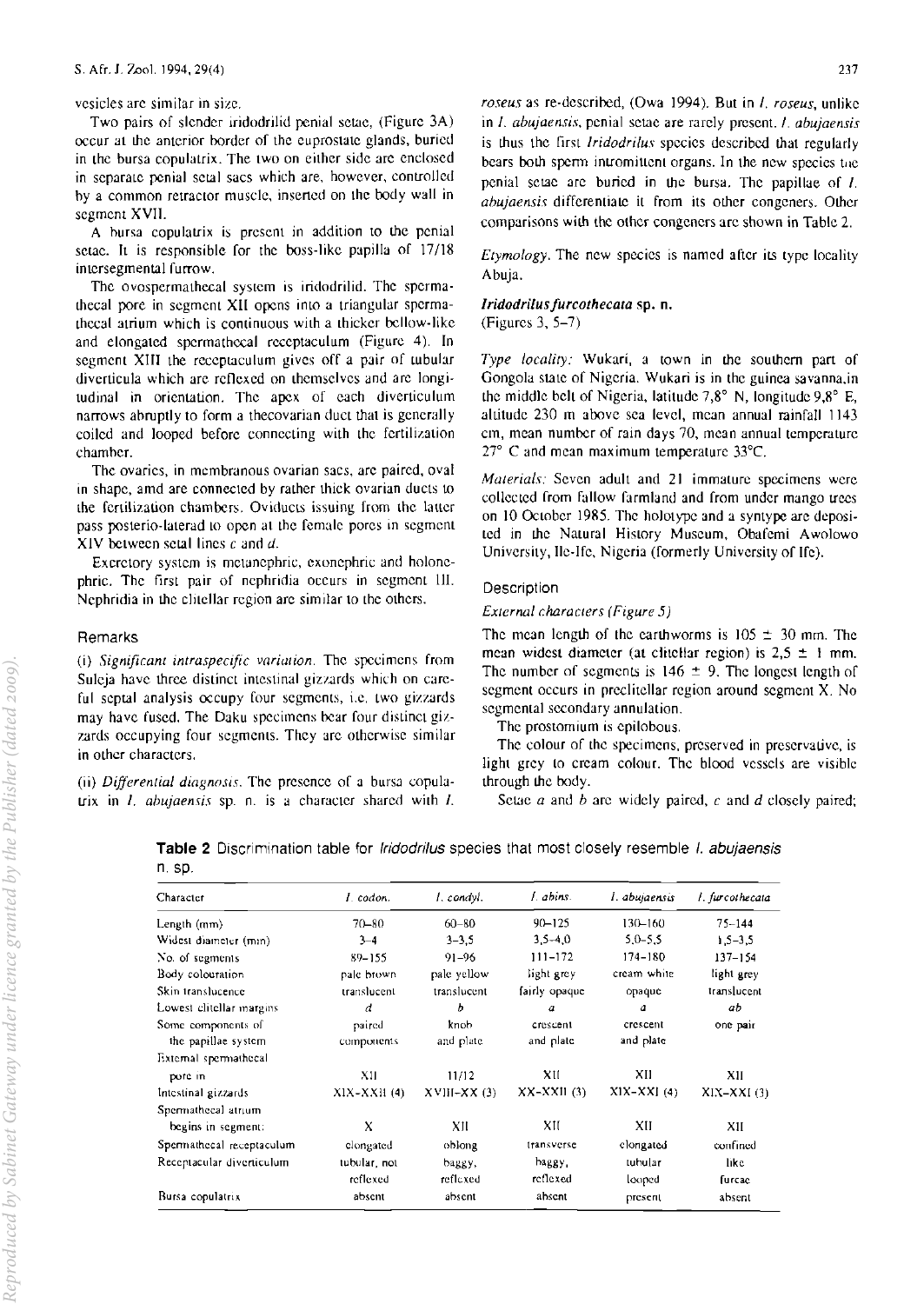vesicles are similar in size.

Two pairs of slender iridodrilid penial setae, (Figure 3A) occur at the anterior border of the euprostate glands, buried in the bursa copulatrix. The two on either side are enclosed in separate penial setal sacs which are, however, controlled by a common retractor muscle, inserted on the body wall in segment XVII.

A bursa copulatrix is present in addition to the penial setae. It is responsible for the boss-like papilla of 17/18 intersegmental furrow.

The ovospermathecal system is iridodrilid. The spermathecal pore in segment XII opens into a triangular spermathecal atrium which is continuous with a thicker bellow-like and elongated spermathecal receptaculum (Figure 4). In segment XIII the receptaculum gives off a pair of tubular diverticula which are reflexed on themselves and are longitudinal in orientation. The apex of each diverticulum narrows abruptly to form a thecovarian duct that is generally coiled and looped before connecting with the fertilization chamber.

The ovaries, in membranous ovarian sacs, are paired, oval in shape, amd are connected by rather thick ovarian ducts to the fertilization chambers. Oviducts issuing from the latter pass posterio-laterad to open at the female pores in segment XIV between setal lines *c* and *d*.

Excretory system is metanephric, exonephric and holonephric. The first pair of nephridia occurs in segment III. Nephridia in the clitellar region are similar to the others.

## Remarks

(i) *Significant intraspecific variation.* The specimens from Suleja have three distinct intestinal gizzards which on careful septal analysis occupy four segments, i.e. two gizzards may have fused. The Daku specimens bear four distinct gizzards occupying four segments. They are otherwise similar in other characters.

(ii) *Differential diagnosis.* The presence of a bursa copulatrix in *I. abujaensis* sp. n. is a character shared with *I. roseus* as re-described, (Owa 1994). But in *I. roseus*, unlike in *I. abujaensis*, penial setae are rarely present. *I. abujaensis* is thus the first *Iridodrilus* species described that regularly bears both sperm intromittent organs. In the new species the penial setae are buried in the bursa. The papillae of *I. abujaensis* differentiate it from its other congeners. Other comparisons with the other congeners are shown in Table 2.

*Etymology.* The new species is named after its type locality Abuja.

### *Iridodrilus furcothecata* sp. n.

(Figures 3, 5–7)

*Type locality:* Wukari, a town in the southern part of Gongola state of Nigeria. Wukari is in the guinea savanna,in the middle belt of Nigeria, latitude 7,8° N, longitude 9,8° E, altitude 230 m above sea level, mean annual rainfall 1143 cm, mean number of rain days 70, mean annual temperature 27° C and mean maximum temperature 33°C.

*Materials:* Seven adult and 21 immature specimens were collected from fallow farmland and from under mango trees on 10 October 1985. The holotype and a syntype are deposited in the Natural History Museum, Obafemi Awolowo University, Ile-Ife, Nigeria (formerly University of Ife).

## Description

### *External characters (Figure 5)*

The mean length of the earthworms is 105 ± 30 mm. The mean widest diameter (at clitellar region) is 2,5 ± 1 mm. The number of segments is 146 ± 9. The longest length of segment occurs in preclitellar region around segment X. No segmental secondary annulation.

The prostomium is epilobous.

The colour of the specimens, preserved in preservative, is light grey to cream colour. The blood vessels are visible through the body.

Setae *a* and *b* are widely paired, *c* and *d* closely paired;

**Table 2** Discrimination table for *Iridodrilus* species that most closely resemble *I. abujaensis* n. sp.

| Character | *I. codon.* | *I. condyl.* | *I. abins.* | *I. abujaensis* | *I. furcothecata* |
|---|---|---|---|---|---|
| Length (mm) | 70–80 | 60–80 | 90–125 | 130–160 | 75–144 |
| Widest diameter (mm) | 3–4 | 3–3,5 | 3,5–4,0 | 5,0–5,5 | 1,5–3,5 |
| No. of segments | 89–155 | 91–96 | 111–172 | 174–180 | 137–154 |
| Body colouration | pale brown | pale yellow | light grey | cream white | light grey |
| Skin translucence | translucent | translucent | fairly opaque | opaque | translucent |
| Lowest clitellar margins | *d* | *b* | *a* | *a* | *ab* |
| Some components of the papillae system | paired components | knob and plate | crescent and plate | crescent and plate | one pair |
| External spermathecal pore in | XII | 11/12 | XII | XII | XII |
| Intestinal gizzards | XIX–XXII (4) | XVIII–XX (3) | XX–XXII (3) | XIX–XXI (4) | XIX–XXI (3) |
| Spermathecal atrium begins in segment: | X | XII | XII | XII | XII |
| Spermathecal receptaculum | elongated | oblong | transverse | elongated | confined |
| Receptacular diverticulum | tubular, not reflexed | baggy, reflexed | baggy, reflexed | tubular looped | like furcae |
| Bursa copulatrix | absent | absent | absent | present | absent |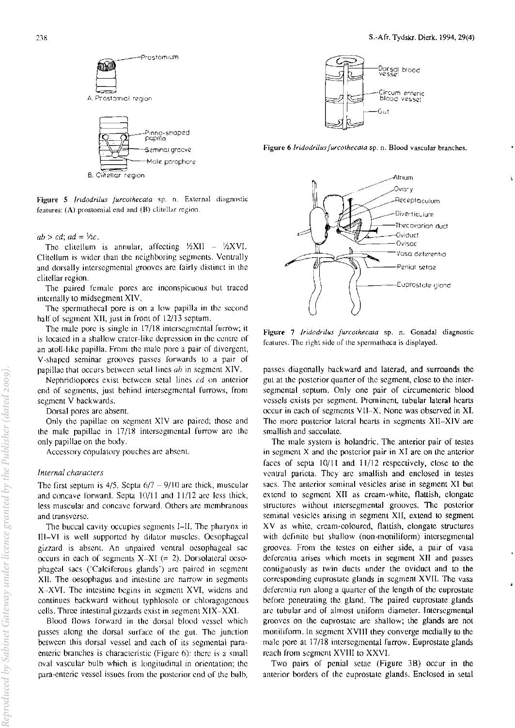Figure 5 *Iridodrilus furcothecata* sp. n. External diagnostic features: (A) prostomial end and (B) clitellar region.

$ab > cd$; $ad = \frac{1}{2}c$.

The clitellum is annular, affecting ½XII – ½XVI. Clitellum is wider than the neighboring segments. Ventrally and dorsally intersegmental grooves are fairly distinct in the clitellar region.

The paired female pores are inconspicuous but traced internally to midsegment XIV.

The spermathecal pore is on a low papilla in the second half of segment XII, just in front of 12/13 septum.

The male pore is single in 17/18 intersegmental furrow; it is located in a shallow crater-like depression in the centre of an atoll-like papilla. From the male pore a pair of divergent, V-shaped seminar grooves passes forwards to a pair of papillae that occurs between setal lines *ab* in segment XIV.

Nephridiopores exist between setal lines *cd* on anterior end of segments, just behind intersegmental furrows, from segment V backwards.

Dorsal pores are absent.

Only the papillae on segment XIV are paired; those and the male papillae in 17/18 intersegmental furrow are the only papillae on the body.

Accessory copulatory pouches are absent.

### *Internal characters*

The first septum is 4/5. Septa 6/7 – 9/10 are thick, muscular and concave forward. Septa 10/11 and 11/12 are less thick, less muscular and concave forward. Others are membranous and transverse.

The buccal cavity occupies segments I–II. The pharynx in III–VI is well supported by dilator muscles. Oesophageal gizzard is absent. An unpaired ventral oesophageal sac occurs in each of segments X–XI (= 2). Dorsolateral oesophageal sacs ('Calciferous glands') are paired in segment XII. The oesophagus and intestine are narrow in segments X–XVI. The intestine begins in segment XVI, widens and continues backward without typhlosole or chloragogenous cells. Three intestinal gizzards exist in segment XIX–XXI.

Blood flows forward in the dorsal blood vessel which passes along the dorsal surface of the gut. The junction between this dorsal vessel and each of its segmental para-enteric branches is characteristic (Figure 6): there is a small oval vascular bulb which is longitudinal in orientation; the para-enteric vessel issues from the posterior end of the bulb, passes diagonally backward and laterad, and surrounds the gut at the posterior quarter of the segment, close to the intersegmental septum. Only one pair of circumenteric blood vessels exists per segment. Prominent, tubular lateral hearts occur in each of segments VII–X. None was observed in XI. The more posterior lateral hearts in segments XII–XIV are smallish and sacculate.

The male system is holandric. The anterior pair of testes in segment X and the posterior pair in XI are on the anterior faces of septa 10/11 and 11/12 respectively, close to the ventral parieta. They are smallish and enclosed in testes sacs. The anterior seminal vesicles arise in segment XI but extend to segment XII as cream-white, flattish, elongate structures without intersegmental grooves. The posterior seminal vesicles arising in segment XII, extend to segment XV as white, cream-coloured, flattish, elongate structures with definite but shallow (non-moniliform) intersegmental grooves. From the testes on either side, a pair of vasa deferentia arises which meets in segment XII and passes contiguously as twin ducts under the oviduct and to the corresponding euprostate glands in segment XVII. The vasa deferentia run along a quarter of the length of the euprostate before penetrating the gland. The paired euprostate glands are tubular and of almost uniform diameter. Intersegmental grooves on the euprostate are shallow; the glands are not moniliform. In segment XVIII they converge medially to the male pore at 17/18 intersegmental furrow. Euprostate glands reach from segment XVIII to XXVI.

Two pairs of penial setae (Figure 3B) occur in the anterior borders of the euprostate glands. Enclosed in setal

Figure 6 *Iridodrilus furcothecata* sp. n. Blood vascular branches.

Figure 7 *Iridodrilus furcothecata* sp. n. Gonadal diagnostic features. The right side of the spermatheca is displayed.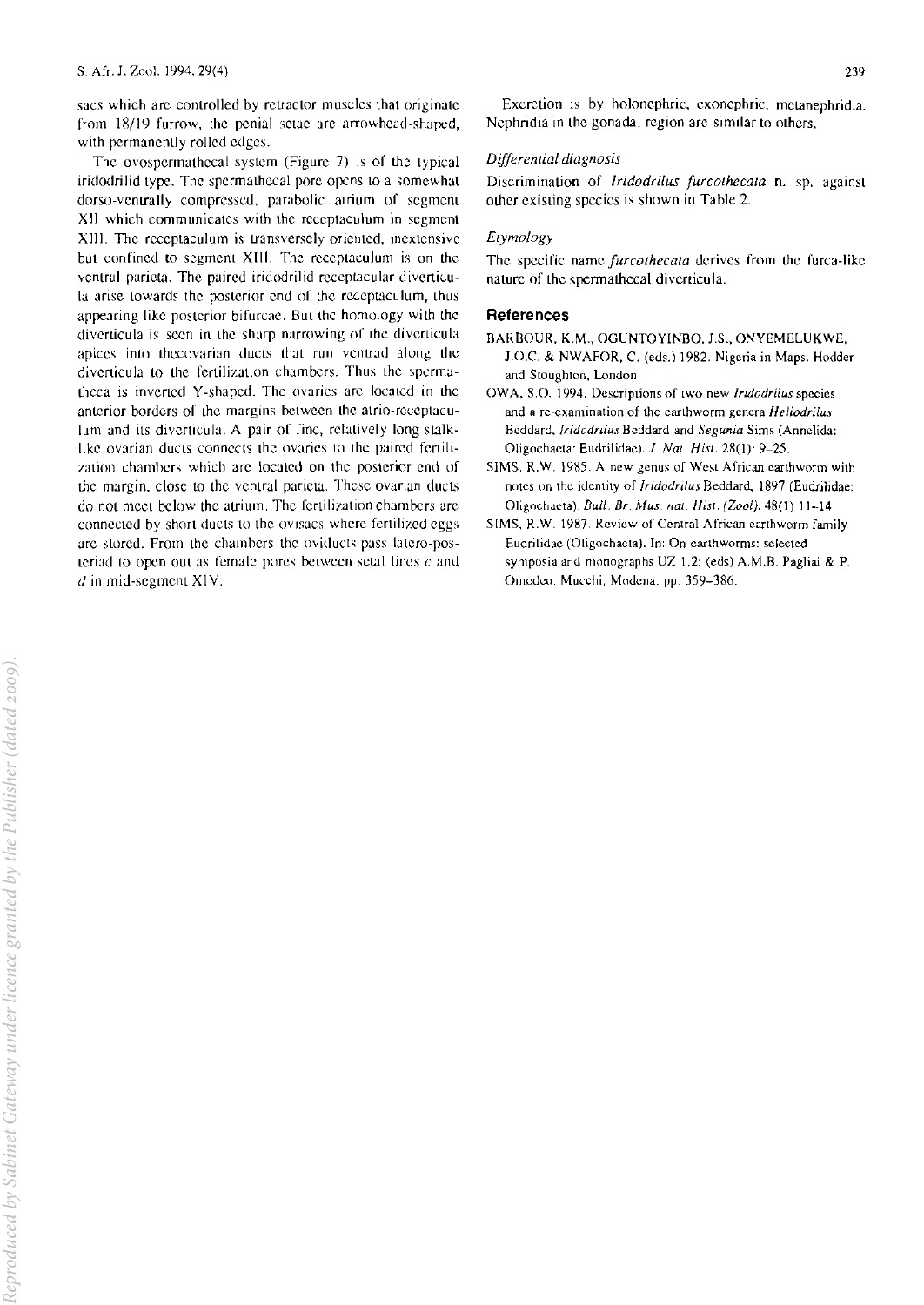sacs which are controlled by retractor muscles that originate from 18/19 furrow, the penial setae are arrowhead-shaped, with permanently rolled edges.

The ovospermathecal system (Figure 7) is of the typical iridodrilid type. The spermathecal pore opens to a somewhat dorso-ventrally compressed, parabolic atrium of segment XII which communicates with the receptaculum in segment XIII. The receptaculum is transversely oriented, inextensive but confined to segment XIII. The receptaculum is on the ventral parieta. The paired iridodrilid receptacular diverticula arise towards the posterior end of the receptaculum, thus appearing like posterior bifurcae. But the homology with the diverticula is seen in the sharp narrowing of the diverticula apices into thecovarian ducts that run ventrad along the diverticula to the fertilization chambers. Thus the spermatheca is inverted Y-shaped. The ovaries are located in the anterior borders of the margins between the atrio-receptaculum and its diverticula. A pair of fine, relatively long stalk-like ovarian ducts connects the ovaries to the paired fertilization chambers which are located on the posterior end of the margin, close to the ventral parieta. These ovarian ducts do not meet below the atrium. The fertilization chambers are connected by short ducts to the ovisacs where fertilized eggs are stored. From the chambers the oviducts pass latero-posteriad to open out as female pores between setal lines *c* and *d* in mid-segment XIV.

Excretion is by holonephric, exonephric, metanephridia. Nephridia in the gonadal region are similar to others.

### *Differential diagnosis*

Discrimination of *Iridodrilus furcothecata* n. sp. against other existing species is shown in Table 2.

### *Etymology*

The specific name *furcothecata* derives from the furca-like nature of the spermathecal diverticula.

## References

BARBOUR, K.M., OGUNTOYINBO, J.S., ONYEMELUKWE, J.O.C. & NWAFOR, C. (eds.) 1982. Nigeria in Maps. Hodder and Stoughton, London.

OWA, S.O. 1994. Descriptions of two new *Iridodrilus* species and a re-examination of the earthworm genera *Heliodrilus* Beddard, *Iridodrilus* Beddard and *Segunia* Sims (Annelida: Oligochaeta: Eudrilidae). *J. Nat. Hist.* 28(1): 9–25.

SIMS, R.W. 1985. A new genus of West African earthworm with notes on the identity of *Iridodrilus* Beddard, 1897 (Eudrilidae: Oligochaeta). *Bull. Br. Mus. nat. Hist. (Zool).* 48(1) 11–14.

SIMS, R.W. 1987. Review of Central African earthworm family Eudrilidae (Oligochaeta). In: On earthworms: selected symposia and monographs UZ 1,2: (eds) A.M.B. Pagliai & P. Omodeo. Mucchi, Modena. pp. 359–386.